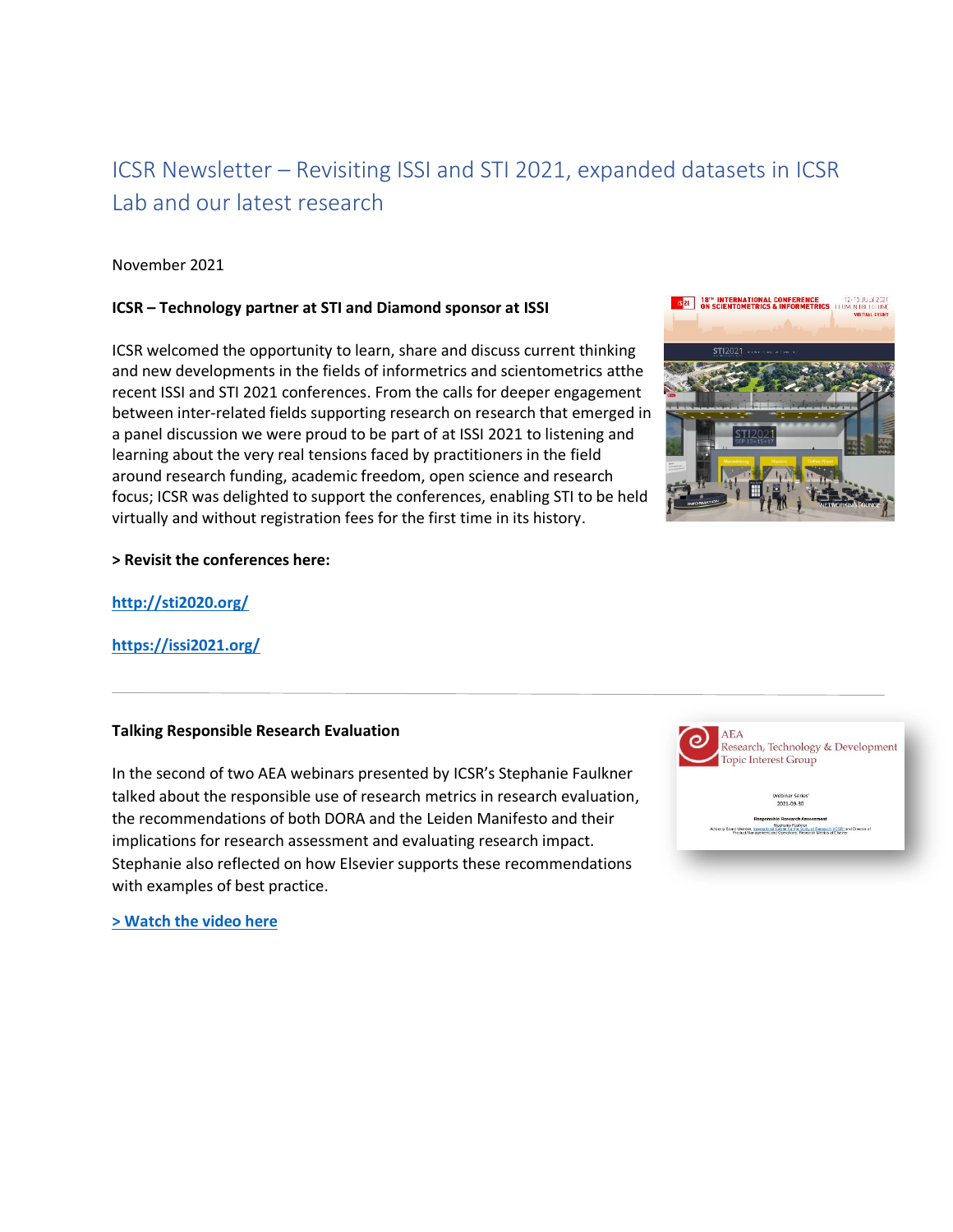# ICSR Newsletter – Revisiting ISSI and STI 2021, expanded datasets in ICSR Lab and our latest research

November 2021

**ICSR – Technology partner at STI and Diamond sponsor at ISSI**

ICSR welcomed the opportunity to learn, share and discuss current thinking and new developments in the fields of informetrics and scientometrics atthe recent ISSI and STI 2021 conferences. From the calls for deeper engagement between inter-related fields supporting research on research that emerged in a panel discussion we were proud to be part of at ISSI 2021 to listening and learning about the very real tensions faced by practitioners in the field around research funding, academic freedom, open science and research focus; ICSR was delighted to support the conferences, enabling STI to be held virtually and without registration fees for the first time in its history.

**> Revisit the conferences here:**

http://sti2020.org/

https://issi2021.org/

---

**Talking Responsible Research Evaluation**

In the second of two AEA webinars presented by ICSR's Stephanie Faulkner talked about the responsible use of research metrics in research evaluation, the recommendations of both DORA and the Leiden Manifesto and their implications for research assessment and evaluating research impact. Stephanie also reflected on how Elsevier supports these recommendations with examples of best practice.

> Watch the video here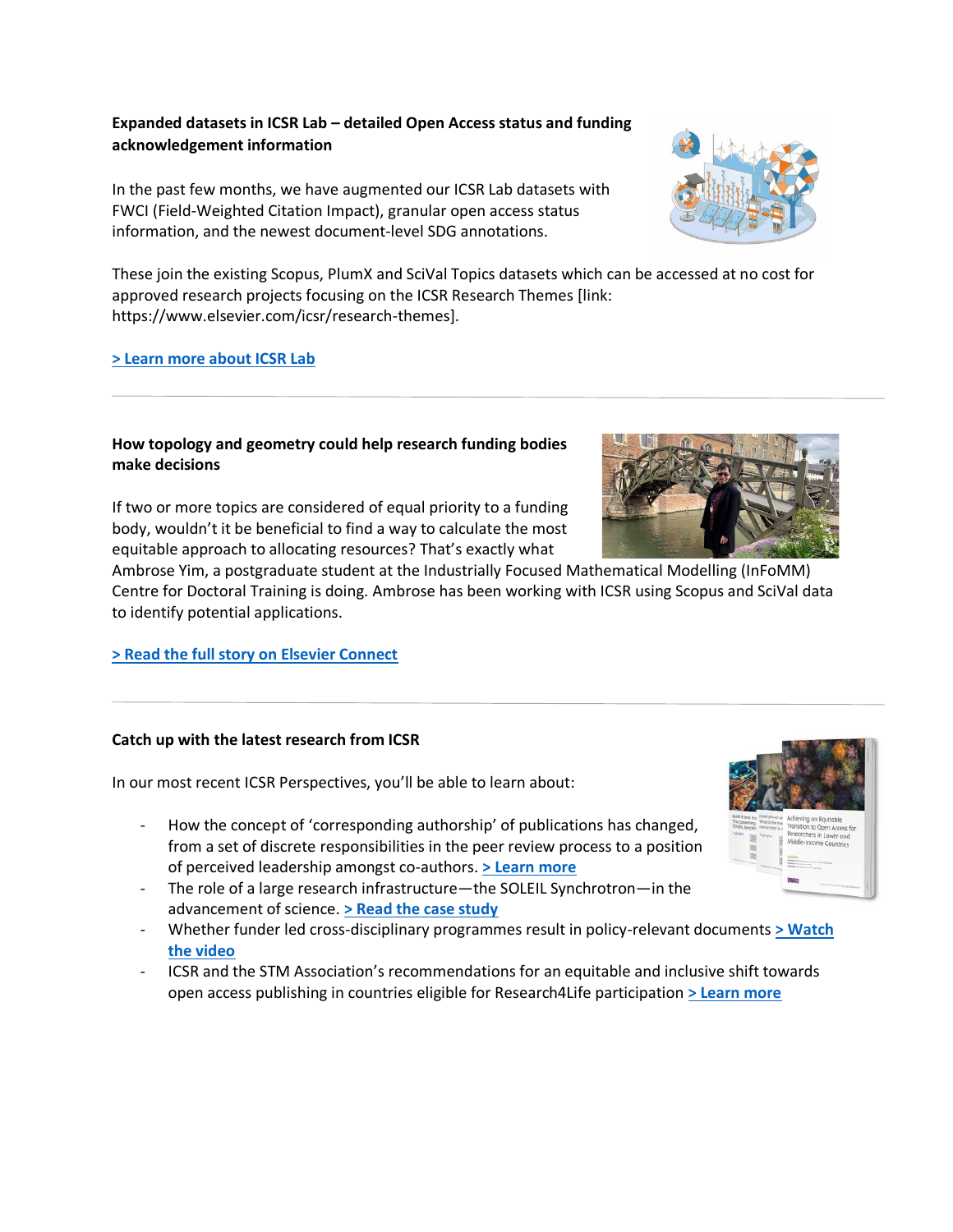**Expanded datasets in ICSR Lab – detailed Open Access status and funding acknowledgement information**

In the past few months, we have augmented our ICSR Lab datasets with FWCI (Field-Weighted Citation Impact), granular open access status information, and the newest document-level SDG annotations.

These join the existing Scopus, PlumX and SciVal Topics datasets which can be accessed at no cost for approved research projects focusing on the ICSR Research Themes [link: https://www.elsevier.com/icsr/research-themes].

[> Learn more about ICSR Lab]

---

**How topology and geometry could help research funding bodies make decisions**

If two or more topics are considered of equal priority to a funding body, wouldn't it be beneficial to find a way to calculate the most equitable approach to allocating resources? That's exactly what Ambrose Yim, a postgraduate student at the Industrially Focused Mathematical Modelling (InFoMM) Centre for Doctoral Training is doing. Ambrose has been working with ICSR using Scopus and SciVal data to identify potential applications.

[> Read the full story on Elsevier Connect]

---

**Catch up with the latest research from ICSR**

In our most recent ICSR Perspectives, you'll be able to learn about:

- How the concept of 'corresponding authorship' of publications has changed, from a set of discrete responsibilities in the peer review process to a position of perceived leadership amongst co-authors. [> Learn more]
- The role of a large research infrastructure—the SOLEIL Synchrotron—in the advancement of science. [> Read the case study]
- Whether funder led cross-disciplinary programmes result in policy-relevant documents [> Watch the video]
- ICSR and the STM Association's recommendations for an equitable and inclusive shift towards open access publishing in countries eligible for Research4Life participation [> Learn more]